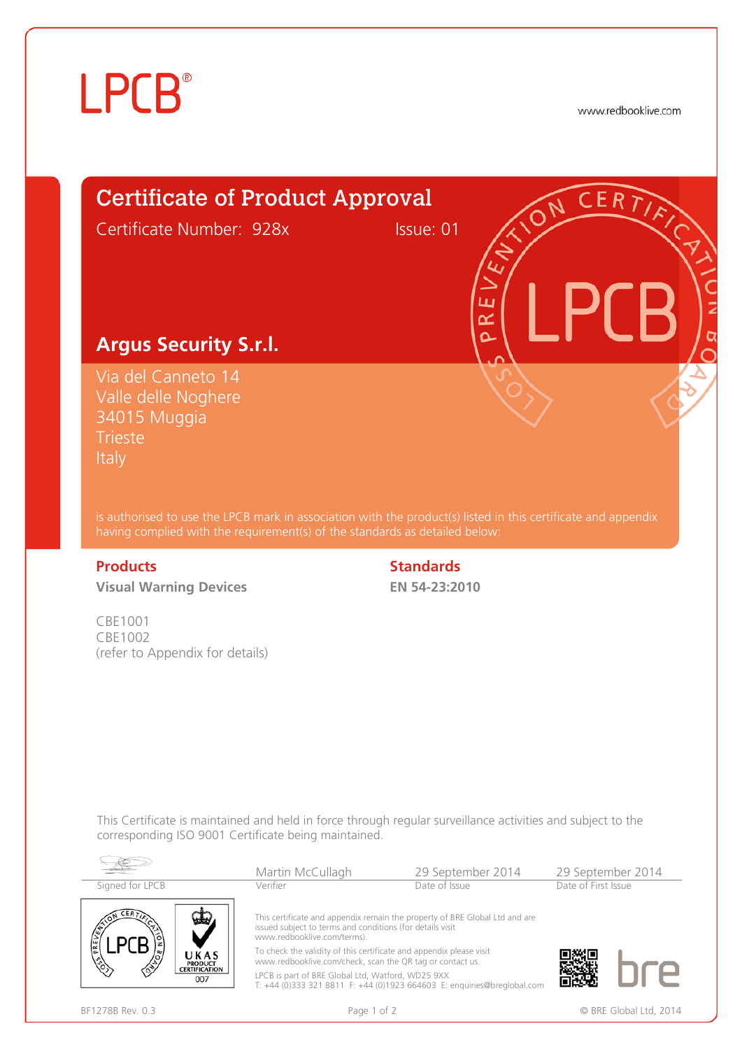LPCB®

www.redbooklive.com

# Certificate of Product Approval

Certificate Number: 928x          Issue: 01

## Argus Security S.r.l.

Via del Canneto 14
Valle delle Noghere
34015 Muggia
Trieste
Italy

is authorised to use the LPCB mark in association with the product(s) listed in this certificate and appendix having complied with the requirement(s) of the standards as detailed below:

| Products | Standards |
| --- | --- |
| **Visual Warning Devices** | **EN 54-23:2010** |

CBE1001
CBE1002
(refer to Appendix for details)

This Certificate is maintained and held in force through regular surveillance activities and subject to the corresponding ISO 9001 Certificate being maintained.

| Signed for LPCB | Martin McCullagh | 29 September 2014 | 29 September 2014 |
| --- | --- | --- | --- |
| | Verifier | Date of Issue | Date of First Issue |

This certificate and appendix remain the property of BRE Global Ltd and are issued subject to terms and conditions (for details visit www.redbooklive.com/terms).

To check the validity of this certificate and appendix please visit www.redbooklive.com/check, scan the QR tag or contact us.

LPCB is part of BRE Global Ltd, Watford, WD25 9XX
T: +44 (0)333 321 8811 F: +44 (0)1923 664603 E: enquiries@breglobal.com

BF1278B Rev. 0.3

© BRE Global Ltd, 2014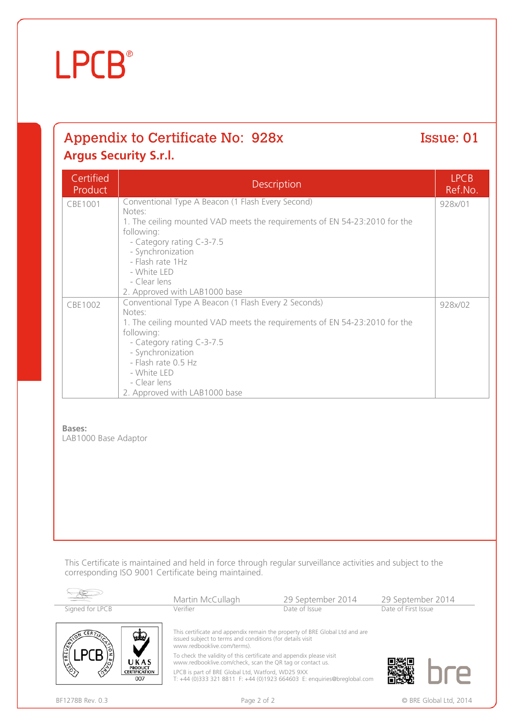# LPCB®

## Appendix to Certificate No: 928x

**Issue: 01**

### Argus Security S.r.l.

| Certified Product | Description | LPCB Ref.No. |
|---|---|---|
| CBE1001 | Conventional Type A Beacon (1 Flash Every Second)<br>Notes:<br>1. The ceiling mounted VAD meets the requirements of EN 54-23:2010 for the following:<br>- Category rating C-3-7.5<br>- Synchronization<br>- Flash rate 1Hz<br>- White LED<br>- Clear lens<br>2. Approved with LAB1000 base | 928x/01 |
| CBE1002 | Conventional Type A Beacon (1 Flash Every 2 Seconds)<br>Notes:<br>1. The ceiling mounted VAD meets the requirements of EN 54-23:2010 for the following:<br>- Category rating C-3-7.5<br>- Synchronization<br>- Flash rate 0.5 Hz<br>- White LED<br>- Clear lens<br>2. Approved with LAB1000 base | 928x/02 |

**Bases:**
LAB1000 Base Adaptor

This Certificate is maintained and held in force through regular surveillance activities and subject to the corresponding ISO 9001 Certificate being maintained.

| Signed for LPCB | Verifier | Date of Issue | Date of First Issue |
|---|---|---|---|
| | Martin McCullagh | 29 September 2014 | 29 September 2014 |

LOSS PREVENTION CERTIFICATION BOARD LPCB — UKAS PRODUCT CERTIFICATION 007

This certificate and appendix remain the property of BRE Global Ltd and are issued subject to terms and conditions (for details visit www.redbooklive.com/terms).

To check the validity of this certificate and appendix please visit www.redbooklive.com/check, scan the QR tag or contact us.

LPCB is part of BRE Global Ltd, Watford, WD25 9XX
T: +44 (0)333 321 8811 F: +44 (0)1923 664603 E: enquiries@breglobal.com

bre

BF1278B Rev. 0.3

© BRE Global Ltd, 2014